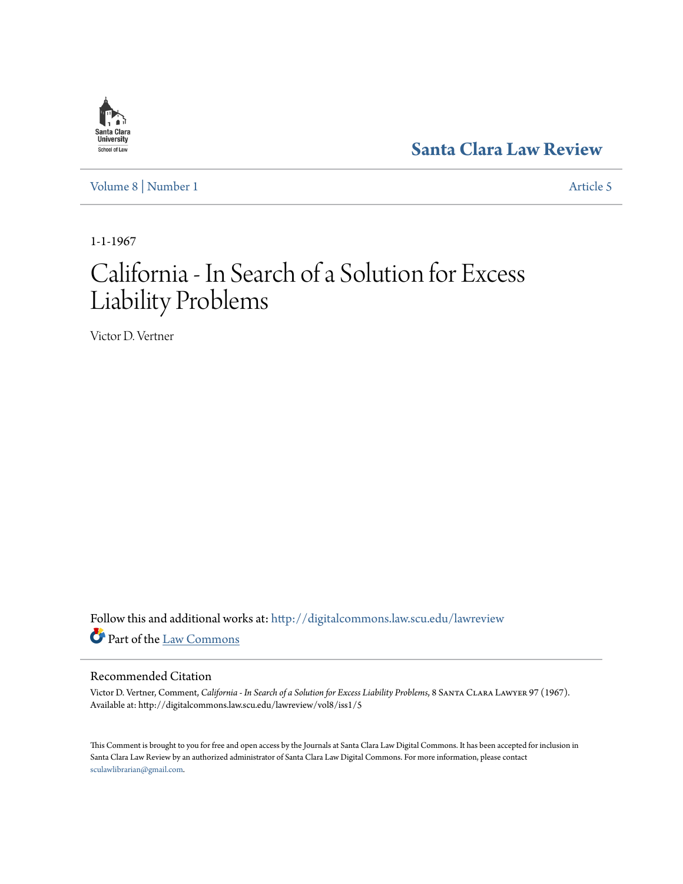Santa Clara Law Review

Volume 8 | Number 1 Article 5

1-1-1967

# California - In Search of a Solution for Excess Liability Problems

Victor D. Vertner

Follow this and additional works at: http://digitalcommons.law.scu.edu/lawreview

Part of the Law Commons

## Recommended Citation

Victor D. Vertner, Comment, *California - In Search of a Solution for Excess Liability Problems*, 8 Santa Clara Lawyer 97 (1967). Available at: http://digitalcommons.law.scu.edu/lawreview/vol8/iss1/5

This Comment is brought to you for free and open access by the Journals at Santa Clara Law Digital Commons. It has been accepted for inclusion in Santa Clara Law Review by an authorized administrator of Santa Clara Law Digital Commons. For more information, please contact sculawlibrarian@gmail.com.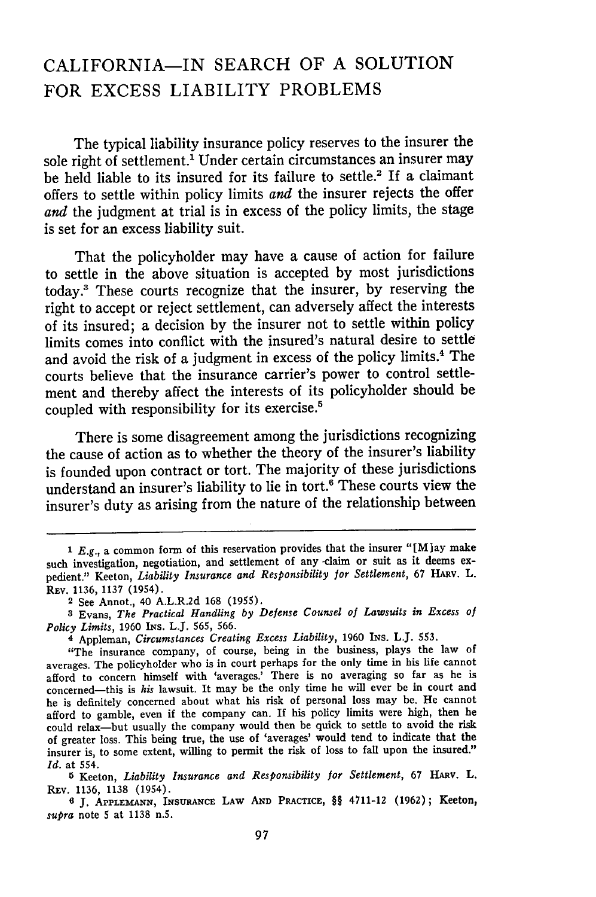# CALIFORNIA—IN SEARCH OF A SOLUTION FOR EXCESS LIABILITY PROBLEMS

The typical liability insurance policy reserves to the insurer the sole right of settlement.[1] Under certain circumstances an insurer may be held liable to its insured for its failure to settle.[2] If a claimant offers to settle within policy limits *and* the insurer rejects the offer *and* the judgment at trial is in excess of the policy limits, the stage is set for an excess liability suit.

That the policyholder may have a cause of action for failure to settle in the above situation is accepted by most jurisdictions today.[3] These courts recognize that the insurer, by reserving the right to accept or reject settlement, can adversely affect the interests of its insured; a decision by the insurer not to settle within policy limits comes into conflict with the insured's natural desire to settle and avoid the risk of a judgment in excess of the policy limits.[4] The courts believe that the insurance carrier's power to control settlement and thereby affect the interests of its policyholder should be coupled with responsibility for its exercise.[5]

There is some disagreement among the jurisdictions recognizing the cause of action as to whether the theory of the insurer's liability is founded upon contract or tort. The majority of these jurisdictions understand an insurer's liability to lie in tort.[6] These courts view the insurer's duty as arising from the nature of the relationship between

---

1 *E.g.*, a common form of this reservation provides that the insurer "[M]ay make such investigation, negotiation, and settlement of any claim or suit as it deems expedient." Keeton, *Liability Insurance and Responsibility for Settlement*, 67 HARV. L. REV. 1136, 1137 (1954).

2 See Annot., 40 A.L.R.2d 168 (1955).

3 Evans, *The Practical Handling by Defense Counsel of Lawsuits in Excess of Policy Limits*, 1960 INS. L.J. 565, 566.

4 Appleman, *Circumstances Creating Excess Liability*, 1960 INS. L.J. 553.

"The insurance company, of course, being in the business, plays the law of averages. The policyholder who is in court perhaps for the only time in his life cannot afford to concern himself with 'averages.' There is no averaging so far as he is concerned—this is *his* lawsuit. It may be the only time he will ever be in court and he is definitely concerned about what his risk of personal loss may be. He cannot afford to gamble, even if the company can. If his policy limits were high, then he could relax—but usually the company would then be quick to settle to avoid the risk of greater loss. This being true, the use of 'averages' would tend to indicate that the insurer is, to some extent, willing to permit the risk of loss to fall upon the insured." *Id.* at 554.

5 Keeton, *Liability Insurance and Responsibility for Settlement*, 67 HARV. L. REV. 1136, 1138 (1954).

6 J. APPLEMANN, INSURANCE LAW AND PRACTICE, §§ 4711-12 (1962); Keeton, *supra* note 5 at 1138 n.5.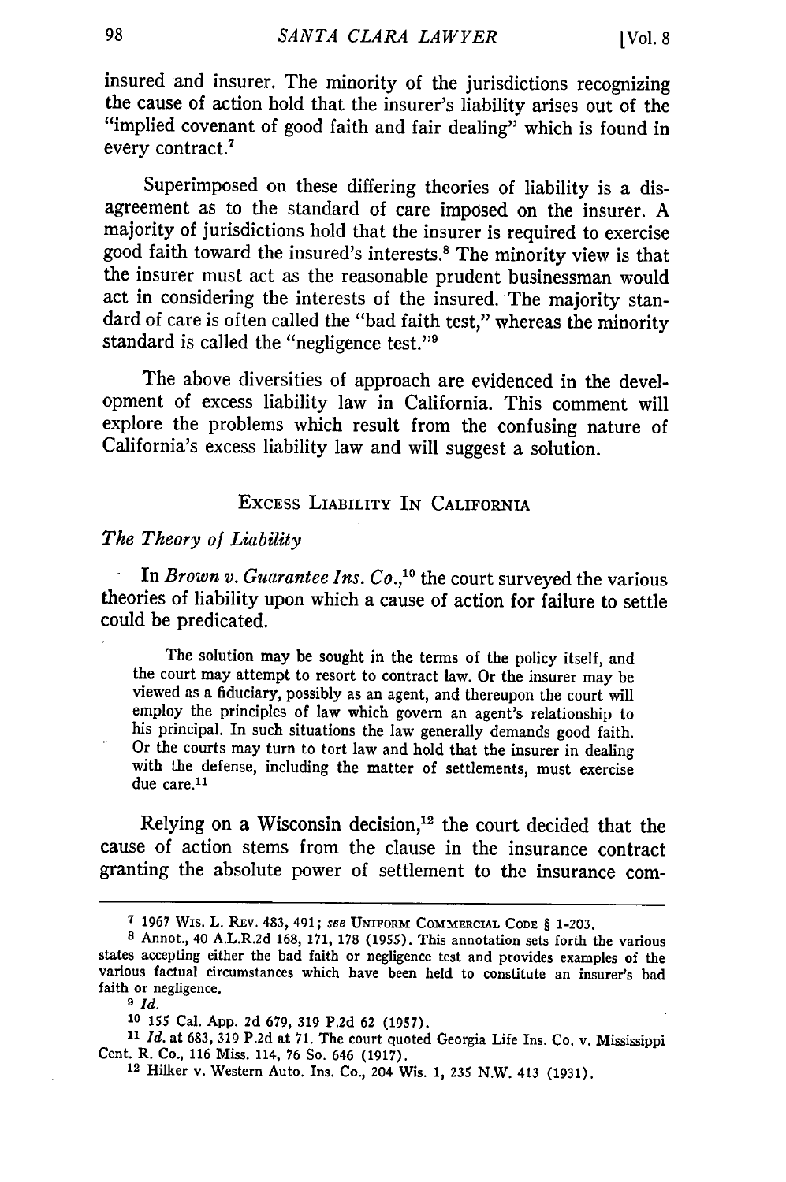insured and insurer. The minority of the jurisdictions recognizing the cause of action hold that the insurer's liability arises out of the "implied covenant of good faith and fair dealing" which is found in every contract.[7]

Superimposed on these differing theories of liability is a disagreement as to the standard of care imposed on the insurer. A majority of jurisdictions hold that the insurer is required to exercise good faith toward the insured's interests.[8] The minority view is that the insurer must act as the reasonable prudent businessman would act in considering the interests of the insured. The majority standard of care is often called the "bad faith test," whereas the minority standard is called the "negligence test."[9]

The above diversities of approach are evidenced in the development of excess liability law in California. This comment will explore the problems which result from the confusing nature of California's excess liability law and will suggest a solution.

## Excess Liability In California

### *The Theory of Liability*

In *Brown v. Guarantee Ins. Co.*,[10] the court surveyed the various theories of liability upon which a cause of action for failure to settle could be predicated.

> The solution may be sought in the terms of the policy itself, and the court may attempt to resort to contract law. Or the insurer may be viewed as a fiduciary, possibly as an agent, and thereupon the court will employ the principles of law which govern an agent's relationship to his principal. In such situations the law generally demands good faith. Or the courts may turn to tort law and hold that the insurer in dealing with the defense, including the matter of settlements, must exercise due care.[11]

Relying on a Wisconsin decision,[12] the court decided that the cause of action stems from the clause in the insurance contract granting the absolute power of settlement to the insurance com-

---

[7] 1967 Wis. L. Rev. 483, 491; *see* Uniform Commercial Code § 1-203.

[8] Annot., 40 A.L.R.2d 168, 171, 178 (1955). This annotation sets forth the various states accepting either the bad faith or negligence test and provides examples of the various factual circumstances which have been held to constitute an insurer's bad faith or negligence.

[9] *Id.*

[10] 155 Cal. App. 2d 679, 319 P.2d 62 (1957).

[11] *Id.* at 683, 319 P.2d at 71. The court quoted Georgia Life Ins. Co. v. Mississippi Cent. R. Co., 116 Miss. 114, 76 So. 646 (1917).

[12] Hilker v. Western Auto. Ins. Co., 204 Wis. 1, 235 N.W. 413 (1931).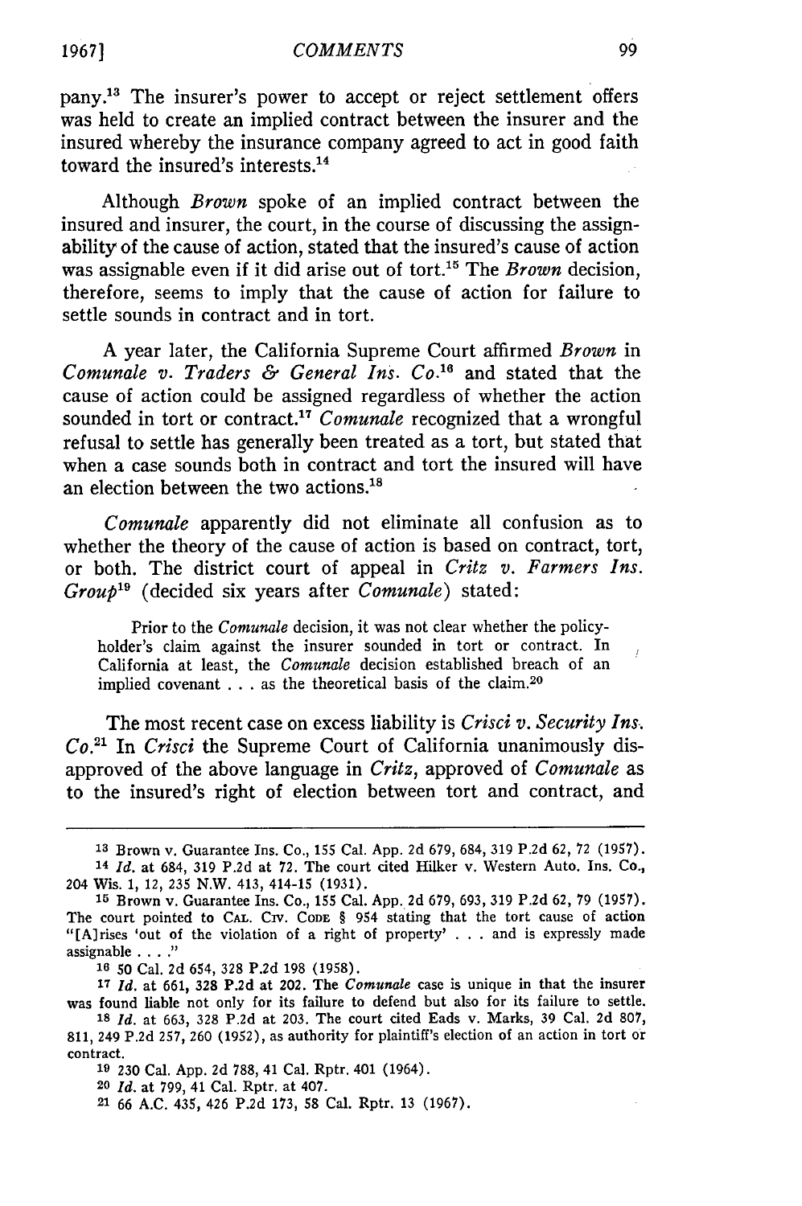pany.[13] The insurer's power to accept or reject settlement offers was held to create an implied contract between the insurer and the insured whereby the insurance company agreed to act in good faith toward the insured's interests.[14]

Although *Brown* spoke of an implied contract between the insured and insurer, the court, in the course of discussing the assignability of the cause of action, stated that the insured's cause of action was assignable even if it did arise out of tort.[15] The *Brown* decision, therefore, seems to imply that the cause of action for failure to settle sounds in contract and in tort.

A year later, the California Supreme Court affirmed *Brown* in *Comunale v. Traders & General Ins. Co.*[16] and stated that the cause of action could be assigned regardless of whether the action sounded in tort or contract.[17] *Comunale* recognized that a wrongful refusal to settle has generally been treated as a tort, but stated that when a case sounds both in contract and tort the insured will have an election between the two actions.[18]

*Comunale* apparently did not eliminate all confusion as to whether the theory of the cause of action is based on contract, tort, or both. The district court of appeal in *Critz v. Farmers Ins. Group*[19] (decided six years after *Comunale*) stated:

> Prior to the *Comunale* decision, it was not clear whether the policyholder's claim against the insurer sounded in tort or contract. In California at least, the *Comunale* decision established breach of an implied covenant . . . as the theoretical basis of the claim.[20]

The most recent case on excess liability is *Crisci v. Security Ins. Co.*[21] In *Crisci* the Supreme Court of California unanimously disapproved of the above language in *Critz*, approved of *Comunale* as to the insured's right of election between tort and contract, and

---

[13] Brown v. Guarantee Ins. Co., 155 Cal. App. 2d 679, 684, 319 P.2d 62, 72 (1957).

[14] *Id.* at 684, 319 P.2d at 72. The court cited Hilker v. Western Auto. Ins. Co., 204 Wis. 1, 12, 235 N.W. 413, 414-15 (1931).

[15] Brown v. Guarantee Ins. Co., 155 Cal. App. 2d 679, 693, 319 P.2d 62, 79 (1957). The court pointed to CAL. CIV. CODE § 954 stating that the tort cause of action "[A]rises 'out of the violation of a right of property' . . . and is expressly made assignable . . . ."

[16] 50 Cal. 2d 654, 328 P.2d 198 (1958).

[17] *Id.* at 661, 328 P.2d at 202. The *Comunale* case is unique in that the insurer was found liable not only for its failure to defend but also for its failure to settle.

[18] *Id.* at 663, 328 P.2d at 203. The court cited Eads v. Marks, 39 Cal. 2d 807, 811, 249 P.2d 257, 260 (1952), as authority for plaintiff's election of an action in tort or contract.

[19] 230 Cal. App. 2d 788, 41 Cal. Rptr. 401 (1964).

[20] *Id.* at 799, 41 Cal. Rptr. at 407.

[21] 66 A.C. 435, 426 P.2d 173, 58 Cal. Rptr. 13 (1967).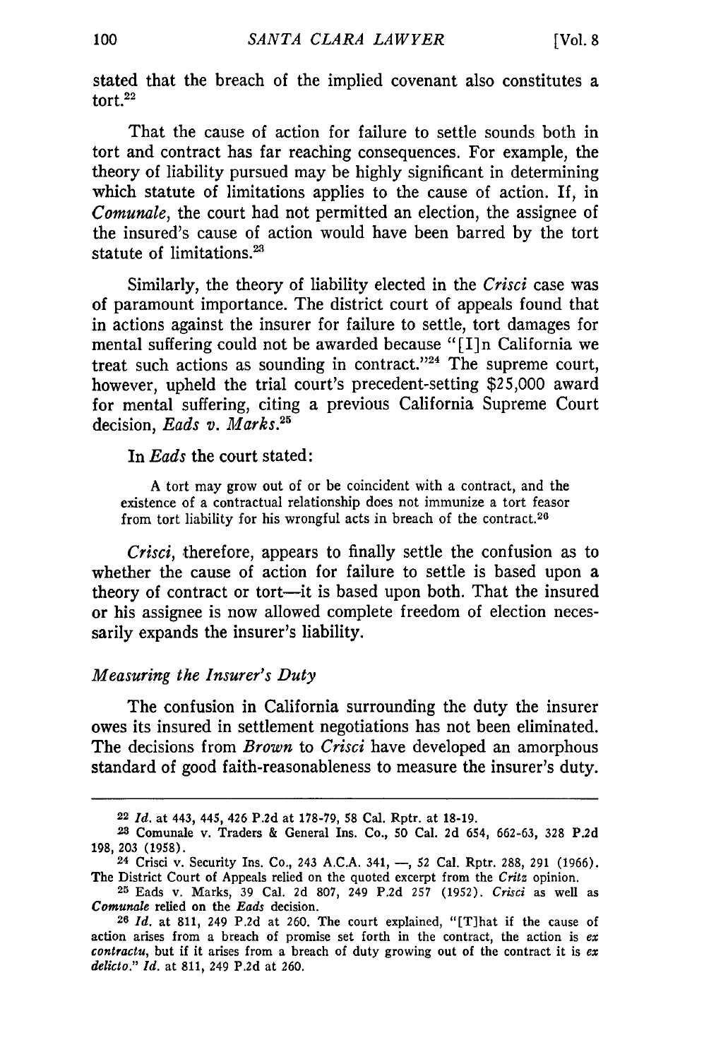stated that the breach of the implied covenant also constitutes a tort.[22]

That the cause of action for failure to settle sounds both in tort and contract has far reaching consequences. For example, the theory of liability pursued may be highly significant in determining which statute of limitations applies to the cause of action. If, in *Comunale*, the court had not permitted an election, the assignee of the insured's cause of action would have been barred by the tort statute of limitations.[23]

Similarly, the theory of liability elected in the *Crisci* case was of paramount importance. The district court of appeals found that in actions against the insurer for failure to settle, tort damages for mental suffering could not be awarded because "[I]n California we treat such actions as sounding in contract."[24] The supreme court, however, upheld the trial court's precedent-setting $25,000 award for mental suffering, citing a previous California Supreme Court decision, *Eads v. Marks*.[25]

In *Eads* the court stated:

> A tort may grow out of or be coincident with a contract, and the existence of a contractual relationship does not immunize a tort feasor from tort liability for his wrongful acts in breach of the contract.[26]

*Crisci*, therefore, appears to finally settle the confusion as to whether the cause of action for failure to settle is based upon a theory of contract or tort—it is based upon both. That the insured or his assignee is now allowed complete freedom of election necessarily expands the insurer's liability.

*Measuring the Insurer's Duty*

The confusion in California surrounding the duty the insurer owes its insured in settlement negotiations has not been eliminated. The decisions from *Brown* to *Crisci* have developed an amorphous standard of good faith-reasonableness to measure the insurer's duty.

---

[22] *Id.* at 443, 445, 426 P.2d at 178-79, 58 Cal. Rptr. at 18-19.

[23] Comunale v. Traders & General Ins. Co., 50 Cal. 2d 654, 662-63, 328 P.2d 198, 203 (1958).

[24] Crisci v. Security Ins. Co., 243 A.C.A. 341, —, 52 Cal. Rptr. 288, 291 (1966). The District Court of Appeals relied on the quoted excerpt from the *Critz* opinion.

[25] Eads v. Marks, 39 Cal. 2d 807, 249 P.2d 257 (1952). *Crisci* as well as *Comunale* relied on the *Eads* decision.

[26] *Id.* at 811, 249 P.2d at 260. The court explained, "[T]hat if the cause of action arises from a breach of promise set forth in the contract, the action is *ex contractu*, but if it arises from a breach of duty growing out of the contract it is *ex delicto*." *Id.* at 811, 249 P.2d at 260.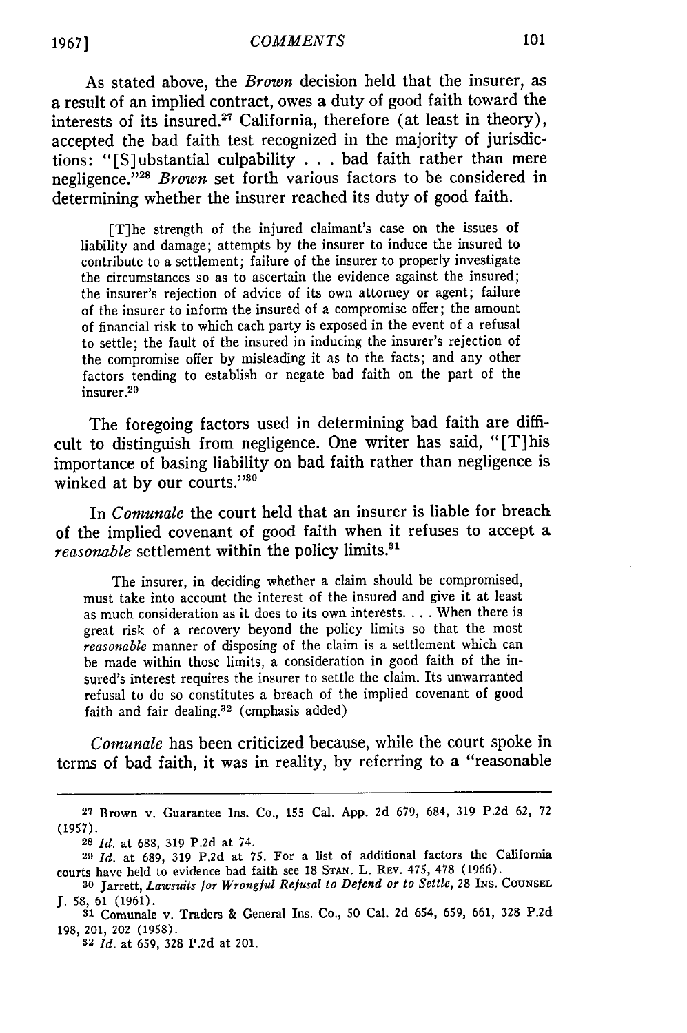As stated above, the *Brown* decision held that the insurer, as a result of an implied contract, owes a duty of good faith toward the interests of its insured.[27] California, therefore (at least in theory), accepted the bad faith test recognized in the majority of jurisdictions: "[S]ubstantial culpability . . . bad faith rather than mere negligence."[28] *Brown* set forth various factors to be considered in determining whether the insurer reached its duty of good faith.

> [T]he strength of the injured claimant's case on the issues of liability and damage; attempts by the insurer to induce the insured to contribute to a settlement; failure of the insurer to properly investigate the circumstances so as to ascertain the evidence against the insured; the insurer's rejection of advice of its own attorney or agent; failure of the insurer to inform the insured of a compromise offer; the amount of financial risk to which each party is exposed in the event of a refusal to settle; the fault of the insured in inducing the insurer's rejection of the compromise offer by misleading it as to the facts; and any other factors tending to establish or negate bad faith on the part of the insurer.[29]

The foregoing factors used in determining bad faith are difficult to distinguish from negligence. One writer has said, "[T]his importance of basing liability on bad faith rather than negligence is winked at by our courts."[30]

In *Comunale* the court held that an insurer is liable for breach of the implied covenant of good faith when it refuses to accept a *reasonable* settlement within the policy limits.[31]

> The insurer, in deciding whether a claim should be compromised, must take into account the interest of the insured and give it at least as much consideration as it does to its own interests. . . . When there is great risk of a recovery beyond the policy limits so that the most *reasonable* manner of disposing of the claim is a settlement which can be made within those limits, a consideration in good faith of the insured's interest requires the insurer to settle the claim. Its unwarranted refusal to do so constitutes a breach of the implied covenant of good faith and fair dealing.[32] (emphasis added)

*Comunale* has been criticized because, while the court spoke in terms of bad faith, it was in reality, by referring to a "reasonable

---

[27] Brown v. Guarantee Ins. Co., 155 Cal. App. 2d 679, 684, 319 P.2d 62, 72 (1957).

[28] *Id.* at 688, 319 P.2d at 74.

[29] *Id.* at 689, 319 P.2d at 75. For a list of additional factors the California courts have held to evidence bad faith see 18 STAN. L. REV. 475, 478 (1966).

[30] Jarrett, *Lawsuits for Wrongful Refusal to Defend or to Settle*, 28 INS. COUNSEL J. 58, 61 (1961).

[31] Comunale v. Traders & General Ins. Co., 50 Cal. 2d 654, 659, 661, 328 P.2d 198, 201, 202 (1958).

[32] *Id.* at 659, 328 P.2d at 201.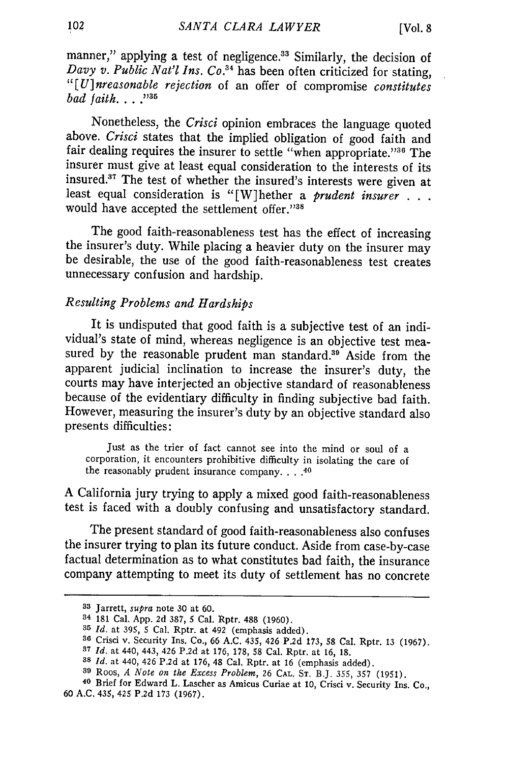manner," applying a test of negligence.[33] Similarly, the decision of *Davy v. Public Nat'l Ins. Co.*[34] has been often criticized for stating, "[*U*]*nreasonable rejection* of an offer of compromise *constitutes bad faith. . . .*"[35]

Nonetheless, the *Crisci* opinion embraces the language quoted above. *Crisci* states that the implied obligation of good faith and fair dealing requires the insurer to settle "when appropriate."[36] The insurer must give at least equal consideration to the interests of its insured.[37] The test of whether the insured's interests were given at least equal consideration is "[W]hether a *prudent insurer* . . . would have accepted the settlement offer."[38]

The good faith-reasonableness test has the effect of increasing the insurer's duty. While placing a heavier duty on the insurer may be desirable, the use of the good faith-reasonableness test creates unnecessary confusion and hardship.

*Resulting Problems and Hardships*

It is undisputed that good faith is a subjective test of an individual's state of mind, whereas negligence is an objective test measured by the reasonable prudent man standard.[39] Aside from the apparent judicial inclination to increase the insurer's duty, the courts may have interjected an objective standard of reasonableness because of the evidentiary difficulty in finding subjective bad faith. However, measuring the insurer's duty by an objective standard also presents difficulties:

> Just as the trier of fact cannot see into the mind or soul of a corporation, it encounters prohibitive difficulty in isolating the care of the reasonably prudent insurance company. . . .[40]

A California jury trying to apply a mixed good faith-reasonableness test is faced with a doubly confusing and unsatisfactory standard.

The present standard of good faith-reasonableness also confuses the insurer trying to plan its future conduct. Aside from case-by-case factual determination as to what constitutes bad faith, the insurance company attempting to meet its duty of settlement has no concrete

---

[33] Jarrett, *supra* note 30 at 60.

[34] 181 Cal. App. 2d 387, 5 Cal. Rptr. 488 (1960).

[35] *Id.* at 395, 5 Cal. Rptr. at 492 (emphasis added).

[36] Crisci v. Security Ins. Co., 66 A.C. 435, 426 P.2d 173, 58 Cal. Rptr. 13 (1967).

[37] *Id.* at 440, 443, 426 P.2d at 176, 178, 58 Cal. Rptr. at 16, 18.

[38] *Id.* at 440, 426 P.2d at 176, 48 Cal. Rptr. at 16 (emphasis added).

[39] Roos, *A Note on the Excess Problem*, 26 CAL. ST. B.J. 355, 357 (1951).

[40] Brief for Edward L. Lascher as Amicus Curiae at 10, Crisci v. Security Ins. Co., 60 A.C. 435, 425 P.2d 173 (1967).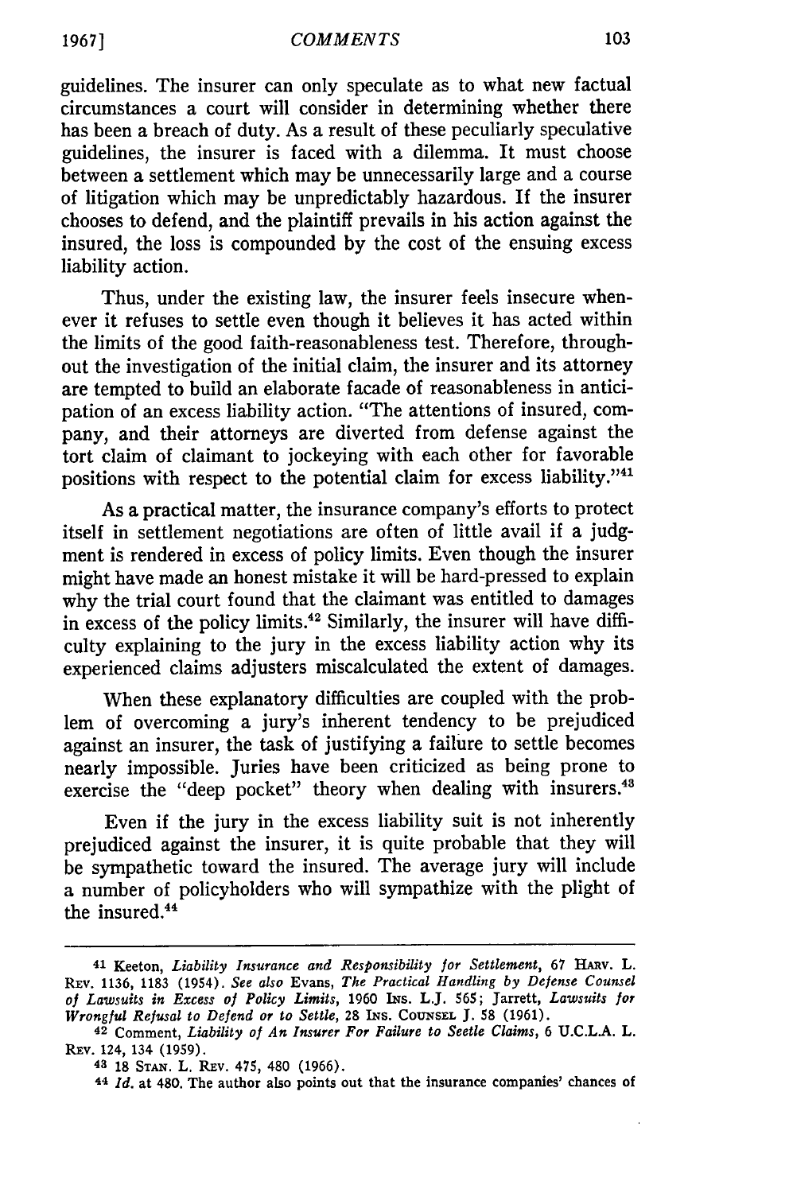guidelines. The insurer can only speculate as to what new factual circumstances a court will consider in determining whether there has been a breach of duty. As a result of these peculiarly speculative guidelines, the insurer is faced with a dilemma. It must choose between a settlement which may be unnecessarily large and a course of litigation which may be unpredictably hazardous. If the insurer chooses to defend, and the plaintiff prevails in his action against the insured, the loss is compounded by the cost of the ensuing excess liability action.

Thus, under the existing law, the insurer feels insecure whenever it refuses to settle even though it believes it has acted within the limits of the good faith-reasonableness test. Therefore, throughout the investigation of the initial claim, the insurer and its attorney are tempted to build an elaborate facade of reasonableness in anticipation of an excess liability action. "The attentions of insured, company, and their attorneys are diverted from defense against the tort claim of claimant to jockeying with each other for favorable positions with respect to the potential claim for excess liability."[41]

As a practical matter, the insurance company's efforts to protect itself in settlement negotiations are often of little avail if a judgment is rendered in excess of policy limits. Even though the insurer might have made an honest mistake it will be hard-pressed to explain why the trial court found that the claimant was entitled to damages in excess of the policy limits.[42] Similarly, the insurer will have difficulty explaining to the jury in the excess liability action why its experienced claims adjusters miscalculated the extent of damages.

When these explanatory difficulties are coupled with the problem of overcoming a jury's inherent tendency to be prejudiced against an insurer, the task of justifying a failure to settle becomes nearly impossible. Juries have been criticized as being prone to exercise the "deep pocket" theory when dealing with insurers.[43]

Even if the jury in the excess liability suit is not inherently prejudiced against the insurer, it is quite probable that they will be sympathetic toward the insured. The average jury will include a number of policyholders who will sympathize with the plight of the insured.[44]

---

[41] Keeton, *Liability Insurance and Responsibility for Settlement*, 67 HARV. L. REV. 1136, 1183 (1954). *See also* Evans, *The Practical Handling by Defense Counsel of Lawsuits in Excess of Policy Limits*, 1960 INS. L.J. 565; Jarrett, *Lawsuits for Wrongful Refusal to Defend or to Settle*, 28 INS. COUNSEL J. 58 (1961).

[42] Comment, *Liability of An Insurer For Failure to Seetle Claims*, 6 U.C.L.A. L. REV. 124, 134 (1959).

[43] 18 STAN. L. REV. 475, 480 (1966).

[44] *Id.* at 480. The author also points out that the insurance companies' chances of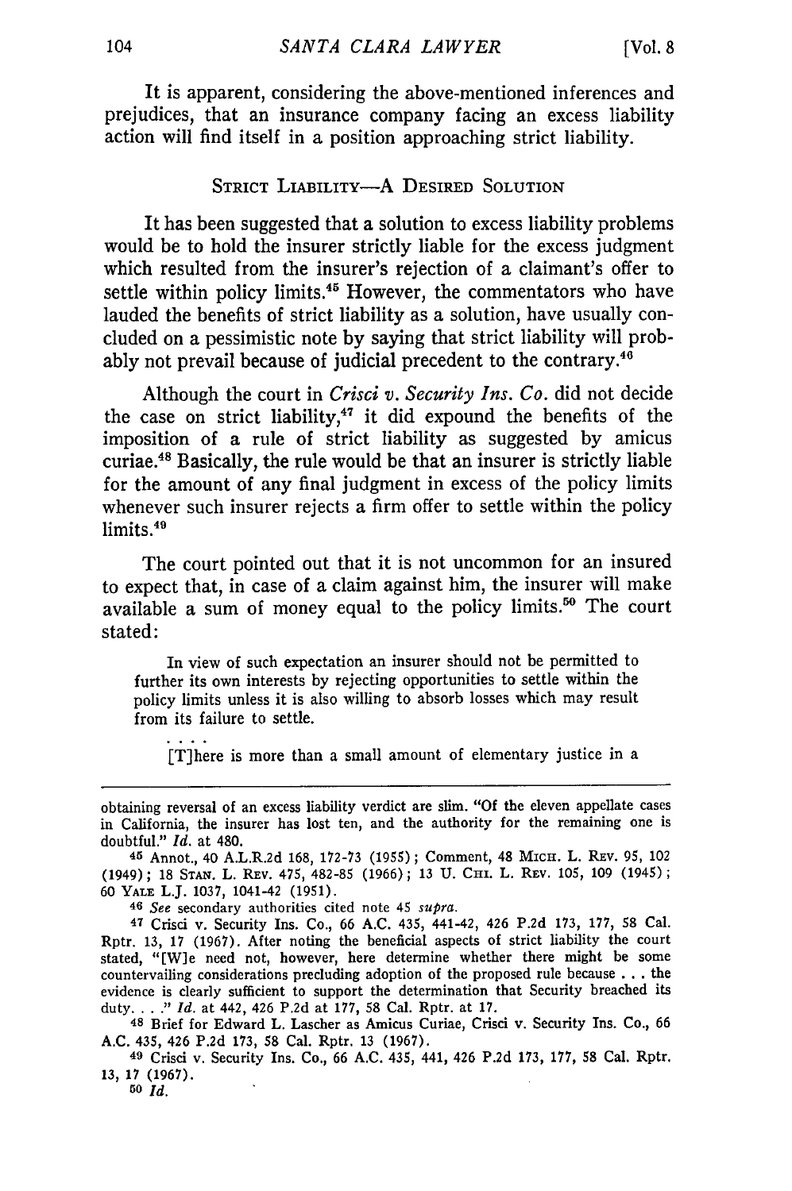It is apparent, considering the above-mentioned inferences and prejudices, that an insurance company facing an excess liability action will find itself in a position approaching strict liability.

## STRICT LIABILITY—A DESIRED SOLUTION

It has been suggested that a solution to excess liability problems would be to hold the insurer strictly liable for the excess judgment which resulted from the insurer's rejection of a claimant's offer to settle within policy limits.[45] However, the commentators who have lauded the benefits of strict liability as a solution, have usually concluded on a pessimistic note by saying that strict liability will probably not prevail because of judicial precedent to the contrary.[46]

Although the court in *Crisci v. Security Ins. Co.* did not decide the case on strict liability,[47] it did expound the benefits of the imposition of a rule of strict liability as suggested by amicus curiae.[48] Basically, the rule would be that an insurer is strictly liable for the amount of any final judgment in excess of the policy limits whenever such insurer rejects a firm offer to settle within the policy limits.[49]

The court pointed out that it is not uncommon for an insured to expect that, in case of a claim against him, the insurer will make available a sum of money equal to the policy limits.[50] The court stated:

> In view of such expectation an insurer should not be permitted to further its own interests by rejecting opportunities to settle within the policy limits unless it is also willing to absorb losses which may result from its failure to settle.
>
> . . . .
>
> [T]here is more than a small amount of elementary justice in a

---

obtaining reversal of an excess liability verdict are slim. "Of the eleven appellate cases in California, the insurer has lost ten, and the authority for the remaining one is doubtful." *Id.* at 480.

45 Annot., 40 A.L.R.2d 168, 172-73 (1955); Comment, 48 MICH. L. REV. 95, 102 (1949); 18 STAN. L. REV. 475, 482-85 (1966); 13 U. CHI. L. REV. 105, 109 (1945); 60 YALE L.J. 1037, 1041-42 (1951).

46 *See* secondary authorities cited note 45 *supra*.

47 Crisci v. Security Ins. Co., 66 A.C. 435, 441-42, 426 P.2d 173, 177, 58 Cal. Rptr. 13, 17 (1967). After noting the beneficial aspects of strict liability the court stated, "[W]e need not, however, here determine whether there might be some countervailing considerations precluding adoption of the proposed rule because . . . the evidence is clearly sufficient to support the determination that Security breached its duty. . . ." *Id.* at 442, 426 P.2d at 177, 58 Cal. Rptr. at 17.

48 Brief for Edward L. Lascher as Amicus Curiae, Crisci v. Security Ins. Co., 66 A.C. 435, 426 P.2d 173, 58 Cal. Rptr. 13 (1967).

49 Crisci v. Security Ins. Co., 66 A.C. 435, 441, 426 P.2d 173, 177, 58 Cal. Rptr. 13, 17 (1967).

50 *Id.*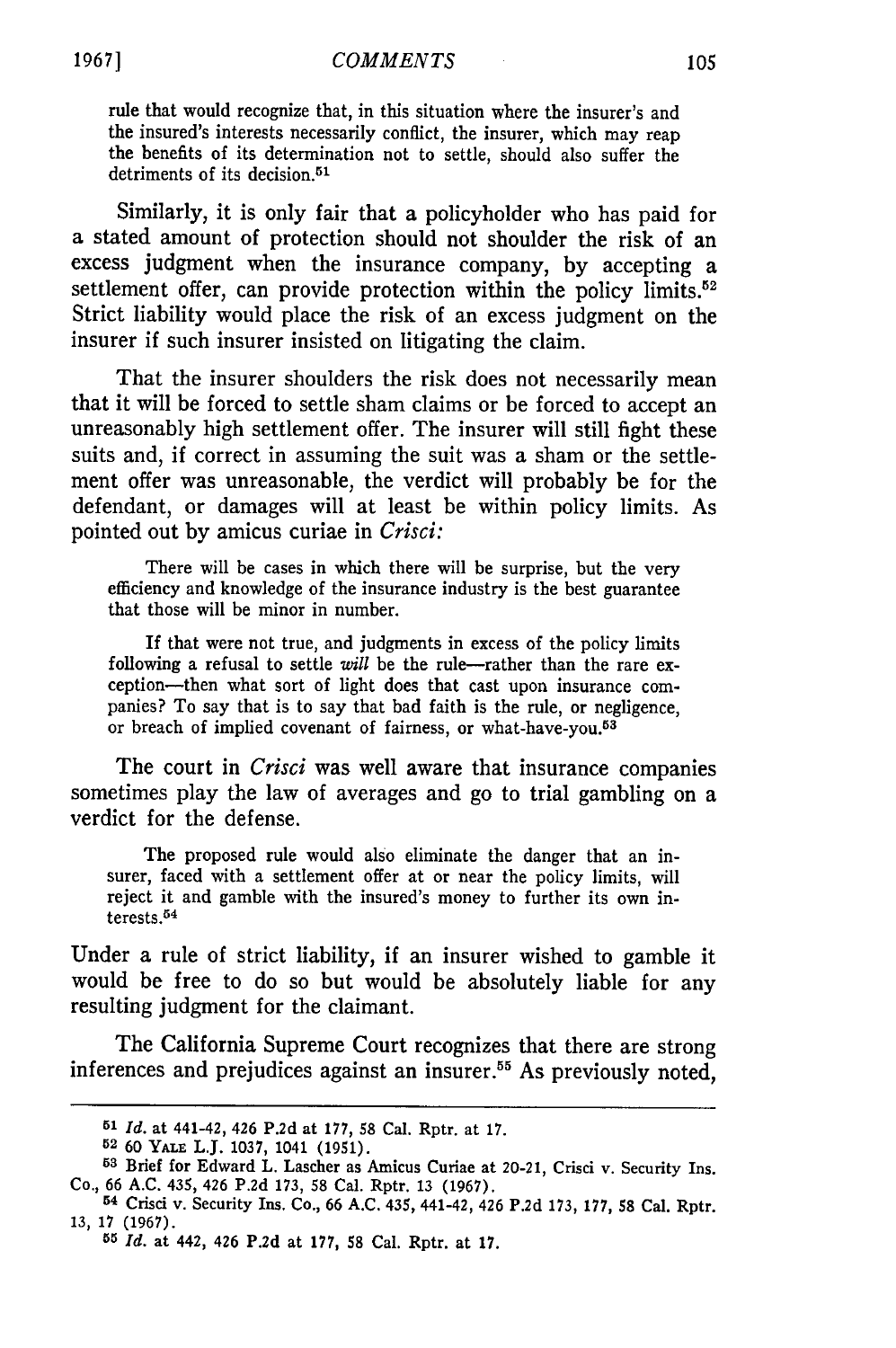rule that would recognize that, in this situation where the insurer's and the insured's interests necessarily conflict, the insurer, which may reap the benefits of its determination not to settle, should also suffer the detriments of its decision.[51]

Similarly, it is only fair that a policyholder who has paid for a stated amount of protection should not shoulder the risk of an excess judgment when the insurance company, by accepting a settlement offer, can provide protection within the policy limits.[52] Strict liability would place the risk of an excess judgment on the insurer if such insurer insisted on litigating the claim.

That the insurer shoulders the risk does not necessarily mean that it will be forced to settle sham claims or be forced to accept an unreasonably high settlement offer. The insurer will still fight these suits and, if correct in assuming the suit was a sham or the settlement offer was unreasonable, the verdict will probably be for the defendant, or damages will at least be within policy limits. As pointed out by amicus curiae in *Crisci:*

> There will be cases in which there will be surprise, but the very efficiency and knowledge of the insurance industry is the best guarantee that those will be minor in number.
>
> If that were not true, and judgments in excess of the policy limits following a refusal to settle *will* be the rule—rather than the rare exception—then what sort of light does that cast upon insurance companies? To say that is to say that bad faith is the rule, or negligence, or breach of implied covenant of fairness, or what-have-you.[53]

The court in *Crisci* was well aware that insurance companies sometimes play the law of averages and go to trial gambling on a verdict for the defense.

> The proposed rule would also eliminate the danger that an insurer, faced with a settlement offer at or near the policy limits, will reject it and gamble with the insured's money to further its own interests.[54]

Under a rule of strict liability, if an insurer wished to gamble it would be free to do so but would be absolutely liable for any resulting judgment for the claimant.

The California Supreme Court recognizes that there are strong inferences and prejudices against an insurer.[55] As previously noted,

---

[51] *Id.* at 441-42, 426 P.2d at 177, 58 Cal. Rptr. at 17.

[52] 60 YALE L.J. 1037, 1041 (1951).

[53] Brief for Edward L. Lascher as Amicus Curiae at 20-21, Crisci v. Security Ins. Co., 66 A.C. 435, 426 P.2d 173, 58 Cal. Rptr. 13 (1967).

[54] Crisci v. Security Ins. Co., 66 A.C. 435, 441-42, 426 P.2d 173, 177, 58 Cal. Rptr. 13, 17 (1967).

[55] *Id.* at 442, 426 P.2d at 177, 58 Cal. Rptr. at 17.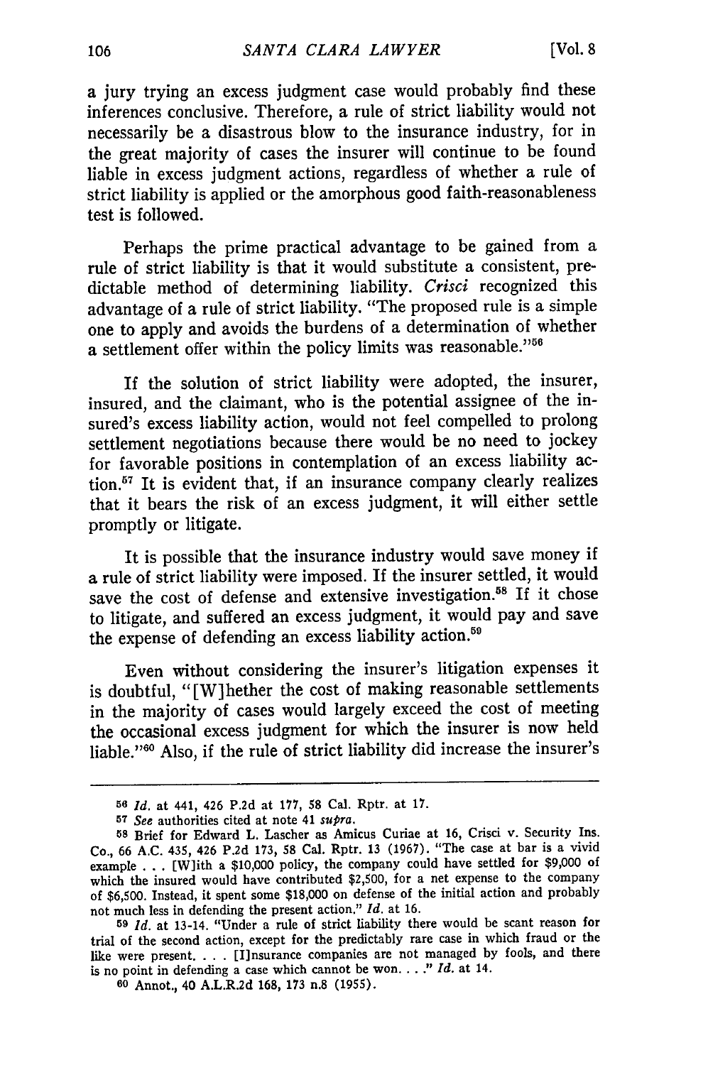a jury trying an excess judgment case would probably find these inferences conclusive. Therefore, a rule of strict liability would not necessarily be a disastrous blow to the insurance industry, for in the great majority of cases the insurer will continue to be found liable in excess judgment actions, regardless of whether a rule of strict liability is applied or the amorphous good faith-reasonableness test is followed.

Perhaps the prime practical advantage to be gained from a rule of strict liability is that it would substitute a consistent, predictable method of determining liability. *Crisci* recognized this advantage of a rule of strict liability. "The proposed rule is a simple one to apply and avoids the burdens of a determination of whether a settlement offer within the policy limits was reasonable."[56]

If the solution of strict liability were adopted, the insurer, insured, and the claimant, who is the potential assignee of the insured's excess liability action, would not feel compelled to prolong settlement negotiations because there would be no need to jockey for favorable positions in contemplation of an excess liability action.[57] It is evident that, if an insurance company clearly realizes that it bears the risk of an excess judgment, it will either settle promptly or litigate.

It is possible that the insurance industry would save money if a rule of strict liability were imposed. If the insurer settled, it would save the cost of defense and extensive investigation.[58] If it chose to litigate, and suffered an excess judgment, it would pay and save the expense of defending an excess liability action.[59]

Even without considering the insurer's litigation expenses it is doubtful, "[W]hether the cost of making reasonable settlements in the majority of cases would largely exceed the cost of meeting the occasional excess judgment for which the insurer is now held liable."[60] Also, if the rule of strict liability did increase the insurer's

---

[56] *Id.* at 441, 426 P.2d at 177, 58 Cal. Rptr. at 17.

[57] *See* authorities cited at note 41 *supra*.

[58] Brief for Edward L. Lascher as Amicus Curiae at 16, Crisci v. Security Ins. Co., 66 A.C. 435, 426 P.2d 173, 58 Cal. Rptr. 13 (1967). "The case at bar is a vivid example . . . [W]ith a $10,000 policy, the company could have settled for $9,000 of which the insured would have contributed $2,500, for a net expense to the company of $6,500. Instead, it spent some $18,000 on defense of the initial action and probably not much less in defending the present action." *Id.* at 16.

[59] *Id.* at 13-14. "Under a rule of strict liability there would be scant reason for trial of the second action, except for the predictably rare case in which fraud or the like were present. . . . [I]nsurance companies are not managed by fools, and there is no point in defending a case which cannot be won. . . ." *Id.* at 14.

[60] Annot., 40 A.L.R.2d 168, 173 n.8 (1955).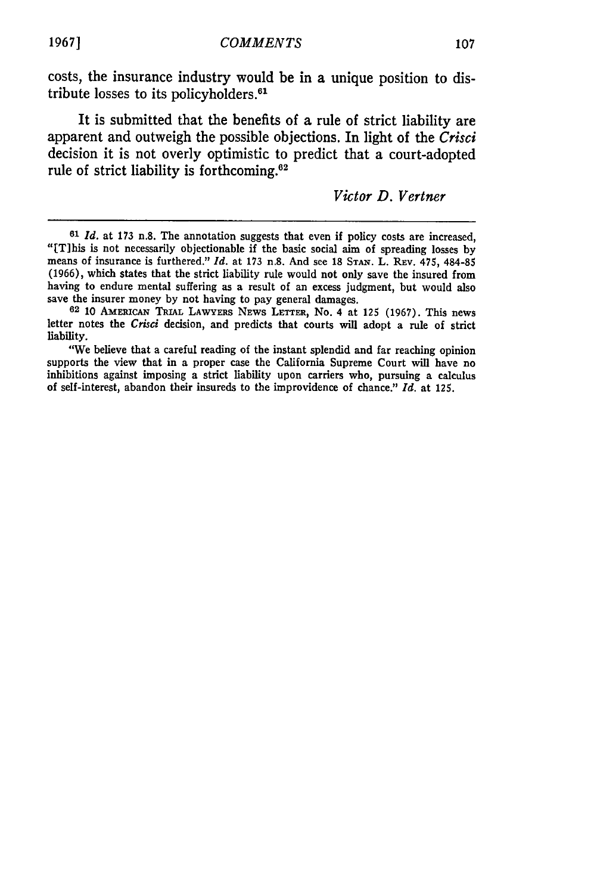costs, the insurance industry would be in a unique position to distribute losses to its policyholders.[61]

It is submitted that the benefits of a rule of strict liability are apparent and outweigh the possible objections. In light of the *Crisci* decision it is not overly optimistic to predict that a court-adopted rule of strict liability is forthcoming.[62]

*Victor D. Vertner*

---

[61] *Id.* at 173 n.8. The annotation suggests that even if policy costs are increased, "[T]his is not necessarily objectionable if the basic social aim of spreading losses by means of insurance is furthered." *Id.* at 173 n.8. And see 18 STAN. L. REV. 475, 484-85 (1966), which states that the strict liability rule would not only save the insured from having to endure mental suffering as a result of an excess judgment, but would also save the insurer money by not having to pay general damages.

[62] 10 AMERICAN TRIAL LAWYERS NEWS LETTER, No. 4 at 125 (1967). This news letter notes the *Crisci* decision, and predicts that courts will adopt a rule of strict liability.

"We believe that a careful reading of the instant splendid and far reaching opinion supports the view that in a proper case the California Supreme Court will have no inhibitions against imposing a strict liability upon carriers who, pursuing a calculus of self-interest, abandon their insureds to the improvidence of chance." *Id.* at 125.